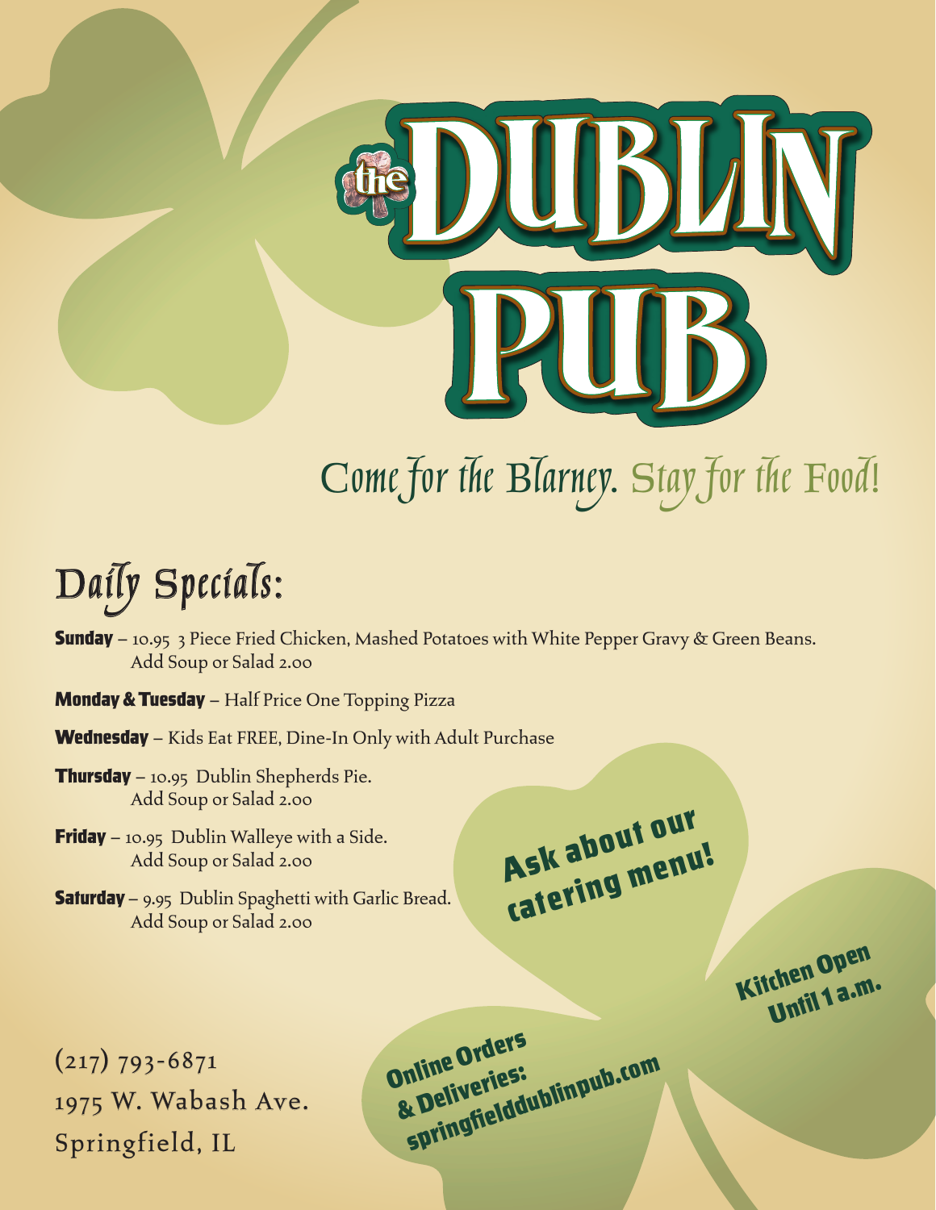# the DUBLIN PUB

*Come for the Blarney. Stay for the Food!*

## Daily Specials:

**Sunday** – 10.95 3 Piece Fried Chicken, Mashed Potatoes with White Pepper Gravy & Green Beans.
Add Soup or Salad 2.00

**Monday & Tuesday** – Half Price One Topping Pizza

**Wednesday** – Kids Eat FREE, Dine-In Only with Adult Purchase

**Thursday** – 10.95 Dublin Shepherds Pie.
Add Soup or Salad 2.00

**Friday** – 10.95 Dublin Walleye with a Side.
Add Soup or Salad 2.00

**Saturday** – 9.95 Dublin Spaghetti with Garlic Bread.
Add Soup or Salad 2.00

**Ask about our catering menu!**

**Kitchen Open Until 1 a.m.**

**Online Orders & Deliveries: springfielddublinpub.com**

(217) 793-6871
1975 W. Wabash Ave.
Springfield, IL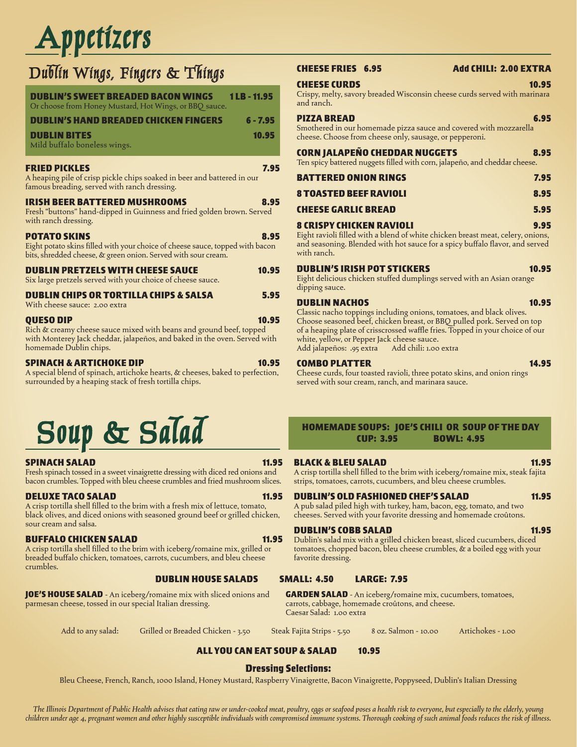# Appetizers

## Dublin Wings, Fingers & Things

**DUBLIN'S SWEET BREADED BACON WINGS** 1 LB - 11.95
Or choose from Honey Mustard, Hot Wings, or BBQ sauce.

**DUBLIN'S HAND BREADED CHICKEN FINGERS** 6 - 7.95

**DUBLIN BITES** 10.95
Mild buffalo boneless wings.

**FRIED PICKLES** 7.95
A heaping pile of crisp pickle chips soaked in beer and battered in our famous breading, served with ranch dressing.

**IRISH BEER BATTERED MUSHROOMS** 8.95
Fresh "buttons" hand-dipped in Guinness and fried golden brown. Served with ranch dressing.

**POTATO SKINS** 8.95
Eight potato skins filled with your choice of cheese sauce, topped with bacon bits, shredded cheese, & green onion. Served with sour cream.

**DUBLIN PRETZELS WITH CHEESE SAUCE** 10.95
Six large pretzels served with your choice of cheese sauce.

**DUBLIN CHIPS OR TORTILLA CHIPS & SALSA** 5.95
With cheese sauce: 2.00 extra

**QUESO DIP** 10.95
Rich & creamy cheese sauce mixed with beans and ground beef, topped with Monterey Jack cheddar, jalapeños, and baked in the oven. Served with homemade Dublin chips.

**SPINACH & ARTICHOKE DIP** 10.95
A special blend of spinach, artichoke hearts, & cheeses, baked to perfection, surrounded by a heaping stack of fresh tortilla chips.

**CHEESE FRIES** 6.95 — **Add CHILI: 2.00 EXTRA**

**CHEESE CURDS** 10.95
Crispy, melty, savory breaded Wisconsin cheese curds served with marinara and ranch.

**PIZZA BREAD** 6.95
Smothered in our homemade pizza sauce and covered with mozzarella cheese. Choose from cheese only, sausage, or pepperoni.

**CORN JALAPEÑO CHEDDAR NUGGETS** 8.95
Ten spicy battered nuggets filled with corn, jalapeño, and cheddar cheese.

**BATTERED ONION RINGS** 7.95

**8 TOASTED BEEF RAVIOLI** 8.95

**CHEESE GARLIC BREAD** 5.95

**8 CRISPY CHICKEN RAVIOLI** 9.95
Eight ravioli filled with a blend of white chicken breast meat, celery, onions, and seasoning. Blended with hot sauce for a spicy buffalo flavor, and served with ranch.

**DUBLIN'S IRISH POT STICKERS** 10.95
Eight delicious chicken stuffed dumplings served with an Asian orange dipping sauce.

**DUBLIN NACHOS** 10.95
Classic nacho toppings including onions, tomatoes, and black olives. Choose seasoned beef, chicken breast, or BBQ pulled pork. Served on top of a heaping plate of crisscrossed waffle fries. Topped in your choice of our white, yellow, or Pepper Jack cheese sauce.
Add jalapeños: .95 extra    Add chili: 1.00 extra

**COMBO PLATTER** 14.95
Cheese curds, four toasted ravioli, three potato skins, and onion rings served with sour cream, ranch, and marinara sauce.

# Soup & Salad

**HOMEMADE SOUPS: JOE'S CHILI OR SOUP OF THE DAY**
**CUP: 3.95    BOWL: 4.95**

**SPINACH SALAD** 11.95
Fresh spinach tossed in a sweet vinaigrette dressing with diced red onions and bacon crumbles. Topped with bleu cheese crumbles and fried mushroom slices.

**DELUXE TACO SALAD** 11.95
A crisp tortilla shell filled to the brim with a fresh mix of lettuce, tomato, black olives, and diced onions with seasoned ground beef or grilled chicken, sour cream and salsa.

**BUFFALO CHICKEN SALAD** 11.95
A crisp tortilla shell filled to the brim with iceberg/romaine mix, grilled or breaded buffalo chicken, tomatoes, carrots, cucumbers, and bleu cheese crumbles.

**BLACK & BLEU SALAD** 11.95
A crisp tortilla shell filled to the brim with iceberg/romaine mix, steak fajita strips, tomatoes, carrots, cucumbers, and bleu cheese crumbles.

**DUBLIN'S OLD FASHIONED CHEF'S SALAD** 11.95
A pub salad piled high with turkey, ham, bacon, egg, tomato, and two cheeses. Served with your favorite dressing and homemade croûtons.

**DUBLIN'S COBB SALAD** 11.95
Dublin's salad mix with a grilled chicken breast, sliced cucumbers, diced tomatoes, chopped bacon, bleu cheese crumbles, & a boiled egg with your favorite dressing.

**DUBLIN HOUSE SALADS    SMALL: 4.50    LARGE: 7.95**

**JOE'S HOUSE SALAD** - An iceberg/romaine mix with sliced onions and parmesan cheese, tossed in our special Italian dressing.

**GARDEN SALAD** - An iceberg/romaine mix, cucumbers, tomatoes, carrots, cabbage, homemade croûtons, and cheese.
Caesar Salad: 1.00 extra

Add to any salad: Grilled or Breaded Chicken - 3.50    Steak Fajita Strips - 5.50    8 oz. Salmon - 10.00    Artichokes - 1.00

**ALL YOU CAN EAT SOUP & SALAD    10.95**

**Dressing Selections:**
Bleu Cheese, French, Ranch, 1000 Island, Honey Mustard, Raspberry Vinaigrette, Bacon Vinaigrette, Poppyseed, Dublin's Italian Dressing

*The Illinois Department of Public Health advises that eating raw or under-cooked meat, poultry, eggs or seafood poses a health risk to everyone, but especially to the elderly, young children under age 4, pregnant women and other highly susceptible individuals with compromised immune systems. Thorough cooking of such animal foods reduces the risk of illness.*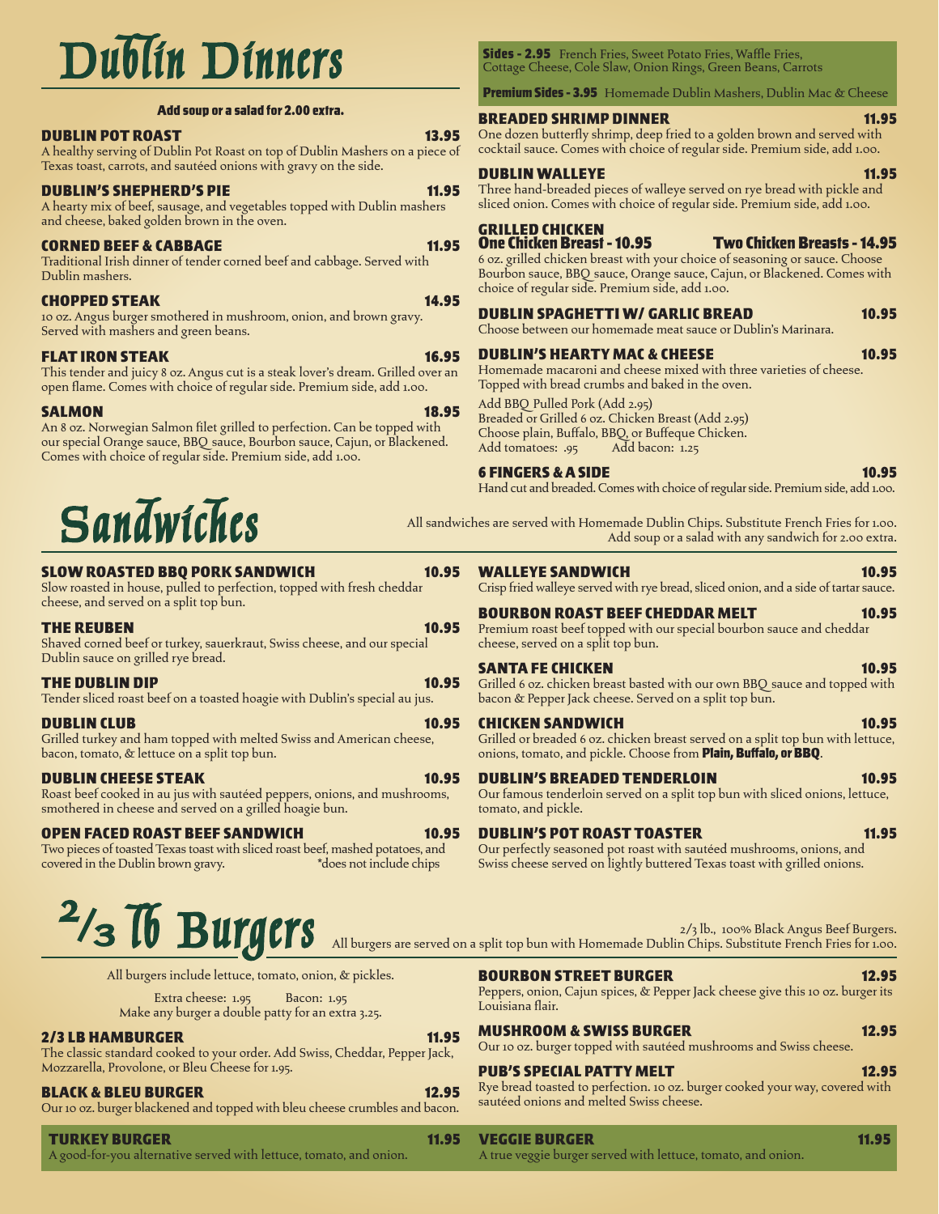# Dublin Dinners

**Add soup or a salad for 2.00 extra.**

### DUBLIN POT ROAST — 13.95
A healthy serving of Dublin Pot Roast on top of Dublin Mashers on a piece of Texas toast, carrots, and sautéed onions with gravy on the side.

### DUBLIN'S SHEPHERD'S PIE — 11.95
A hearty mix of beef, sausage, and vegetables topped with Dublin mashers and cheese, baked golden brown in the oven.

### CORNED BEEF & CABBAGE — 11.95
Traditional Irish dinner of tender corned beef and cabbage. Served with Dublin mashers.

### CHOPPED STEAK — 14.95
10 oz. Angus burger smothered in mushroom, onion, and brown gravy. Served with mashers and green beans.

### FLAT IRON STEAK — 16.95
This tender and juicy 8 oz. Angus cut is a steak lover's dream. Grilled over an open flame. Comes with choice of regular side. Premium side, add 1.00.

### SALMON — 18.95
An 8 oz. Norwegian Salmon filet grilled to perfection. Can be topped with our special Orange sauce, BBQ sauce, Bourbon sauce, Cajun, or Blackened. Comes with choice of regular side. Premium side, add 1.00.

**Sides - 2.95** French Fries, Sweet Potato Fries, Waffle Fries, Cottage Cheese, Cole Slaw, Onion Rings, Green Beans, Carrots

**Premium Sides - 3.95** Homemade Dublin Mashers, Dublin Mac & Cheese

### BREADED SHRIMP DINNER — 11.95
One dozen butterfly shrimp, deep fried to a golden brown and served with cocktail sauce. Comes with choice of regular side. Premium side, add 1.00.

### DUBLIN WALLEYE — 11.95
Three hand-breaded pieces of walleye served on rye bread with pickle and sliced onion. Comes with choice of regular side. Premium side, add 1.00.

### GRILLED CHICKEN
**One Chicken Breast - 10.95** **Two Chicken Breasts - 14.95**
6 oz. grilled chicken breast with your choice of seasoning or sauce. Choose Bourbon sauce, BBQ sauce, Orange sauce, Cajun, or Blackened. Comes with choice of regular side. Premium side, add 1.00.

### DUBLIN SPAGHETTI W/ GARLIC BREAD — 10.95
Choose between our homemade meat sauce or Dublin's Marinara.

### DUBLIN'S HEARTY MAC & CHEESE — 10.95
Homemade macaroni and cheese mixed with three varieties of cheese. Topped with bread crumbs and baked in the oven.

Add BBQ Pulled Pork (Add 2.95)
Breaded or Grilled 6 oz. Chicken Breast (Add 2.95)
Choose plain, Buffalo, BBQ, or Buffeque Chicken.
Add tomatoes: .95 Add bacon: 1.25

### 6 FINGERS & A SIDE — 10.95
Hand cut and breaded. Comes with choice of regular side. Premium side, add 1.00.

# Sandwiches

All sandwiches are served with Homemade Dublin Chips. Substitute French Fries for 1.00. Add soup or a salad with any sandwich for 2.00 extra.

### SLOW ROASTED BBQ PORK SANDWICH — 10.95
Slow roasted in house, pulled to perfection, topped with fresh cheddar cheese, and served on a split top bun.

### THE REUBEN — 10.95
Shaved corned beef or turkey, sauerkraut, Swiss cheese, and our special Dublin sauce on grilled rye bread.

### THE DUBLIN DIP — 10.95
Tender sliced roast beef on a toasted hoagie with Dublin's special au jus.

### DUBLIN CLUB — 10.95
Grilled turkey and ham topped with melted Swiss and American cheese, bacon, tomato, & lettuce on a split top bun.

### DUBLIN CHEESE STEAK — 10.95
Roast beef cooked in au jus with sautéed peppers, onions, and mushrooms, smothered in cheese and served on a grilled hoagie bun.

### OPEN FACED ROAST BEEF SANDWICH — 10.95
Two pieces of toasted Texas toast with sliced roast beef, mashed potatoes, and covered in the Dublin brown gravy. *does not include chips

### WALLEYE SANDWICH — 10.95
Crisp fried walleye served with rye bread, sliced onion, and a side of tartar sauce.

### BOURBON ROAST BEEF CHEDDAR MELT — 10.95
Premium roast beef topped with our special bourbon sauce and cheddar cheese, served on a split top bun.

### SANTA FE CHICKEN — 10.95
Grilled 6 oz. chicken breast basted with our own BBQ sauce and topped with bacon & Pepper Jack cheese. Served on a split top bun.

### CHICKEN SANDWICH — 10.95
Grilled or breaded 6 oz. chicken breast served on a split top bun with lettuce, onions, tomato, and pickle. Choose from **Plain, Buffalo, or BBQ**.

### DUBLIN'S BREADED TENDERLOIN — 10.95
Our famous tenderloin served on a split top bun with sliced onions, lettuce, tomato, and pickle.

### DUBLIN'S POT ROAST TOASTER — 11.95
Our perfectly seasoned pot roast with sautéed mushrooms, onions, and Swiss cheese served on lightly buttered Texas toast with grilled onions.

# 2/3 lb Burgers

2/3 lb., 100% Black Angus Beef Burgers.
All burgers are served on a split top bun with Homemade Dublin Chips. Substitute French Fries for 1.00.

All burgers include lettuce, tomato, onion, & pickles.

Extra cheese: 1.95 Bacon: 1.95
Make any burger a double patty for an extra 3.25.

### 2/3 LB HAMBURGER — 11.95
The classic standard cooked to your order. Add Swiss, Cheddar, Pepper Jack, Mozzarella, Provolone, or Bleu Cheese for 1.95.

### BLACK & BLEU BURGER — 12.95
Our 10 oz. burger blackened and topped with bleu cheese crumbles and bacon.

### BOURBON STREET BURGER — 12.95
Peppers, onion, Cajun spices, & Pepper Jack cheese give this 10 oz. burger its Louisiana flair.

### MUSHROOM & SWISS BURGER — 12.95
Our 10 oz. burger topped with sautéed mushrooms and Swiss cheese.

### PUB'S SPECIAL PATTY MELT — 12.95
Rye bread toasted to perfection. 10 oz. burger cooked your way, covered with sautéed onions and melted Swiss cheese.

### TURKEY BURGER — 11.95
A good-for-you alternative served with lettuce, tomato, and onion.

### VEGGIE BURGER — 11.95
A true veggie burger served with lettuce, tomato, and onion.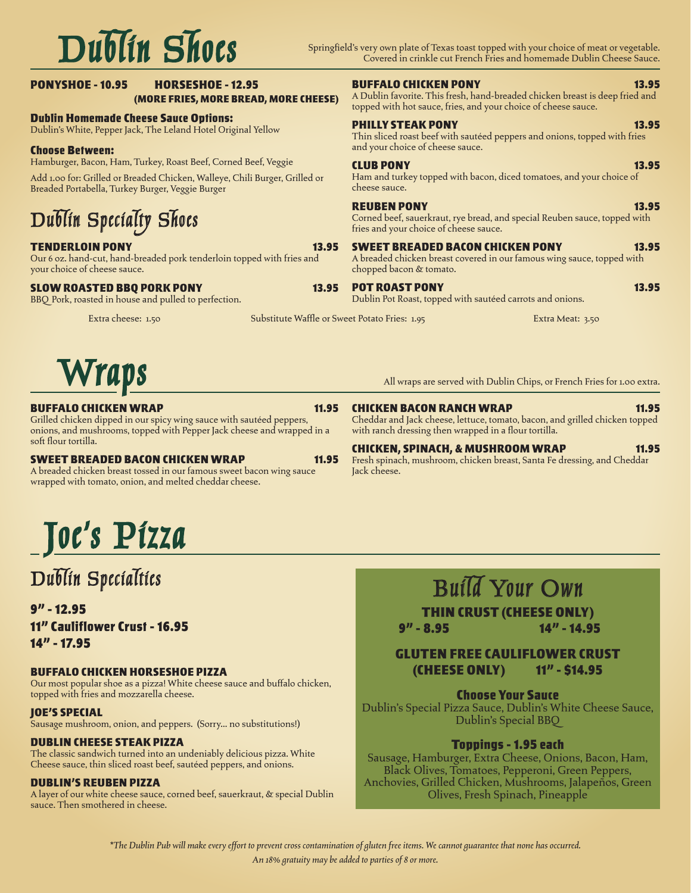# Dublin Shoes

Springfield's very own plate of Texas toast topped with your choice of meat or vegetable. Covered in crinkle cut French Fries and homemade Dublin Cheese Sauce.

**PONYSHOE - 10.95** **HORSESHOE - 12.95**
**(MORE FRIES, MORE BREAD, MORE CHEESE)**

**Dublin Homemade Cheese Sauce Options:**
Dublin's White, Pepper Jack, The Leland Hotel Original Yellow

**Choose Between:**
Hamburger, Bacon, Ham, Turkey, Roast Beef, Corned Beef, Veggie

Add 1.00 for: Grilled or Breaded Chicken, Walleye, Chili Burger, Grilled or Breaded Portabella, Turkey Burger, Veggie Burger

## Dublin Specialty Shoes

**TENDERLOIN PONY** **13.95**
Our 6 oz. hand-cut, hand-breaded pork tenderloin topped with fries and your choice of cheese sauce.

**SLOW ROASTED BBQ PORK PONY** **13.95**
BBQ Pork, roasted in house and pulled to perfection.

**BUFFALO CHICKEN PONY** **13.95**
A Dublin favorite. This fresh, hand-breaded chicken breast is deep fried and topped with hot sauce, fries, and your choice of cheese sauce.

**PHILLY STEAK PONY** **13.95**
Thin sliced roast beef with sautéed peppers and onions, topped with fries and your choice of cheese sauce.

**CLUB PONY** **13.95**
Ham and turkey topped with bacon, diced tomatoes, and your choice of cheese sauce.

**REUBEN PONY** **13.95**
Corned beef, sauerkraut, rye bread, and special Reuben sauce, topped with fries and your choice of cheese sauce.

**SWEET BREADED BACON CHICKEN PONY** **13.95**
A breaded chicken breast covered in our famous wing sauce, topped with chopped bacon & tomato.

**POT ROAST PONY** **13.95**
Dublin Pot Roast, topped with sautéed carrots and onions.

Extra cheese: 1.50 Substitute Waffle or Sweet Potato Fries: 1.95 Extra Meat: 3.50

# Wraps

All wraps are served with Dublin Chips, or French Fries for 1.00 extra.

**BUFFALO CHICKEN WRAP** **11.95**
Grilled chicken dipped in our spicy wing sauce with sautéed peppers, onions, and mushrooms, topped with Pepper Jack cheese and wrapped in a soft flour tortilla.

**SWEET BREADED BACON CHICKEN WRAP** **11.95**
A breaded chicken breast tossed in our famous sweet bacon wing sauce wrapped with tomato, onion, and melted cheddar cheese.

**CHICKEN BACON RANCH WRAP** **11.95**
Cheddar and Jack cheese, lettuce, tomato, bacon, and grilled chicken topped with ranch dressing then wrapped in a flour tortilla.

**CHICKEN, SPINACH, & MUSHROOM WRAP** **11.95**
Fresh spinach, mushroom, chicken breast, Santa Fe dressing, and Cheddar Jack cheese.

# Joe's Pizza

## Dublin Specialties

**9" - 12.95**
**11" Cauliflower Crust - 16.95**
**14" - 17.95**

**BUFFALO CHICKEN HORSESHOE PIZZA**
Our most popular shoe as a pizza! White cheese sauce and buffalo chicken, topped with fries and mozzarella cheese.

**JOE'S SPECIAL**
Sausage mushroom, onion, and peppers. (Sorry... no substitutions!)

**DUBLIN CHEESE STEAK PIZZA**
The classic sandwich turned into an undeniably delicious pizza. White Cheese sauce, thin sliced roast beef, sautéed peppers, and onions.

**DUBLIN'S REUBEN PIZZA**
A layer of our white cheese sauce, corned beef, sauerkraut, & special Dublin sauce. Then smothered in cheese.

## Build Your Own

**THIN CRUST (CHEESE ONLY)**
**9" - 8.95** **14" - 14.95**

**GLUTEN FREE CAULIFLOWER CRUST (CHEESE ONLY)** **11" - $14.95**

**Choose Your Sauce**
Dublin's Special Pizza Sauce, Dublin's White Cheese Sauce, Dublin's Special BBQ

**Toppings - 1.95 each**
Sausage, Hamburger, Extra Cheese, Onions, Bacon, Ham, Black Olives, Tomatoes, Pepperoni, Green Peppers, Anchovies, Grilled Chicken, Mushrooms, Jalapeños, Green Olives, Fresh Spinach, Pineapple

*\*The Dublin Pub will make every effort to prevent cross contamination of gluten free items. We cannot guarantee that none has occurred.*
*An 18% gratuity may be added to parties of 8 or more.*